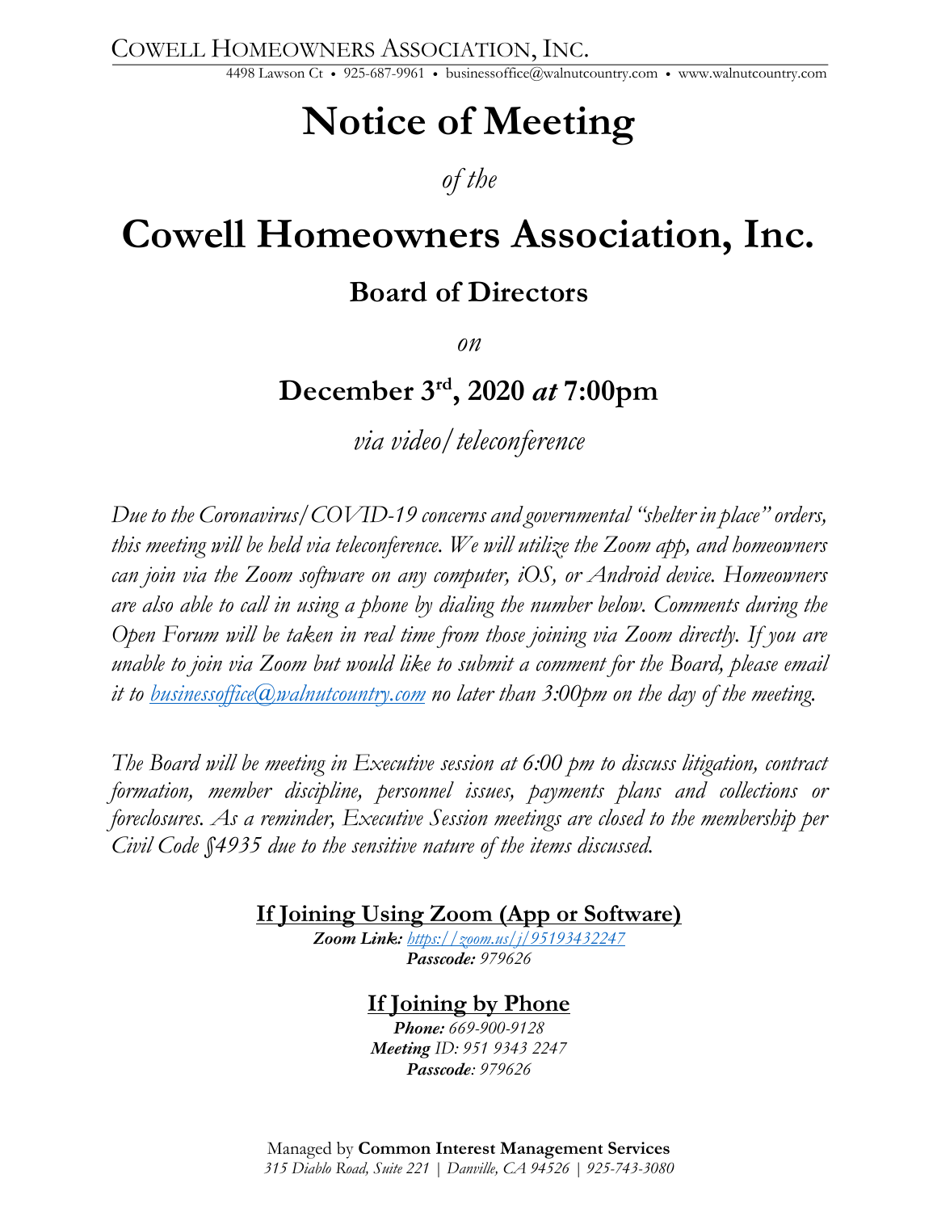COWELL HOMEOWNERS ASSOCIATION, INC.

4498 Lawson Ct • 925-687-9961 • businessoffice@walnutcountry.com • www.walnutcountry.com

# Notice of Meeting

*of the*

# Cowell Homeowners Association, Inc.

## Board of Directors

*on*

## December 3rd, 2020 *at* 7:00pm

*via video/teleconference*

*Due to the Coronavirus/COVID-19 concerns and governmental "shelter in place" orders, this meeting will be held via teleconference. We will utilize the Zoom app, and homeowners can join via the Zoom software on any computer, iOS, or Android device. Homeowners are also able to call in using a phone by dialing the number below. Comments during the Open Forum will be taken in real time from those joining via Zoom directly. If you are unable to join via Zoom but would like to submit a comment for the Board, please email it to businessoffice@walnutcountry.com no later than 3:00pm on the day of the meeting.*

*The Board will be meeting in Executive session at 6:00 pm to discuss litigation, contract formation, member discipline, personnel issues, payments plans and collections or foreclosures. As a reminder, Executive Session meetings are closed to the membership per Civil Code §4935 due to the sensitive nature of the items discussed.*

**If Joining Using Zoom (App or Software)**

***Zoom Link:*** *https://zoom.us/j/95193432247*
***Passcode:*** *979626*

**If Joining by Phone**

***Phone:*** *669-900-9128*
***Meeting*** *ID: 951 9343 2247*
***Passcode****: 979626*

Managed by **Common Interest Management Services**
*315 Diablo Road, Suite 221 | Danville, CA 94526 | 925-743-3080*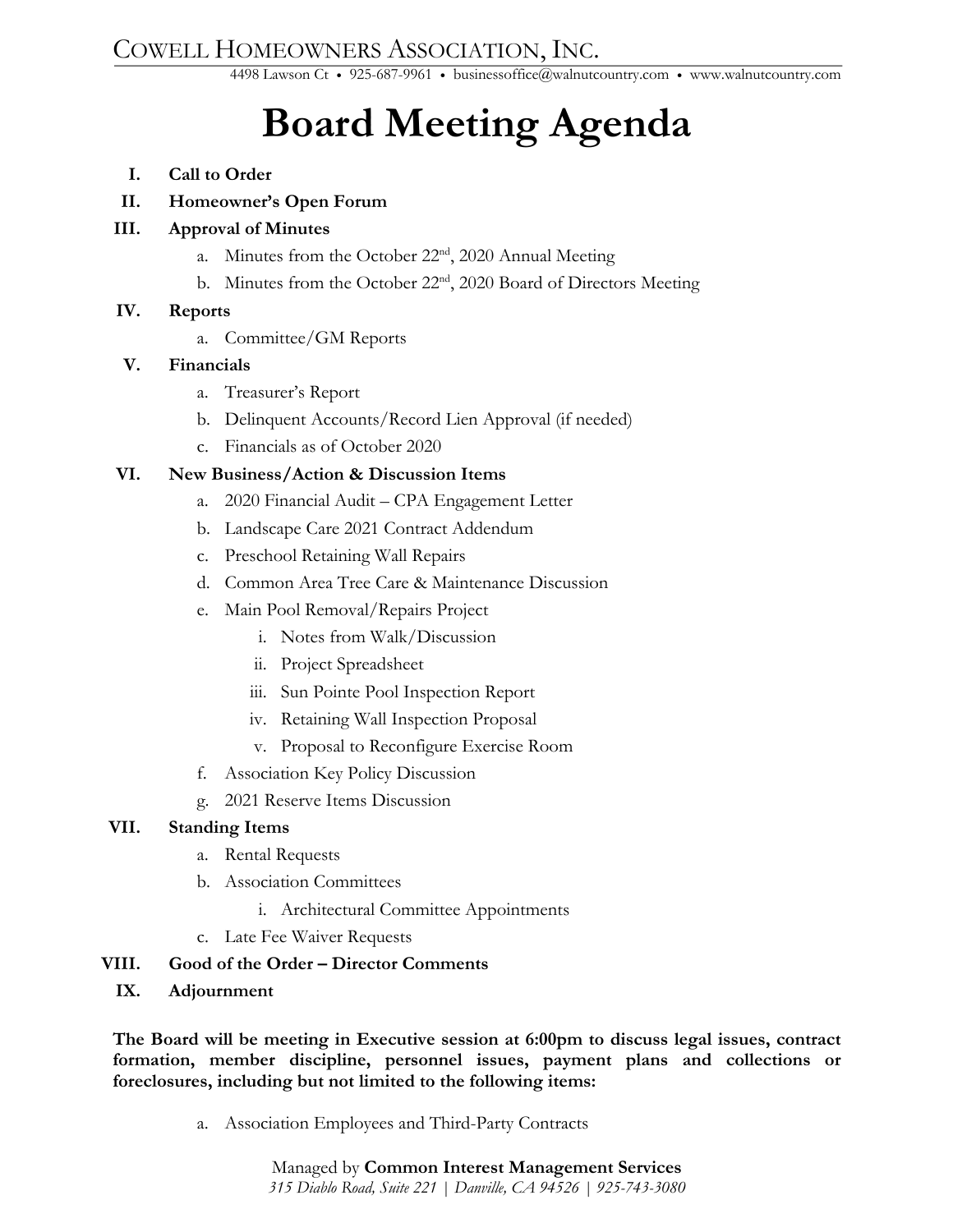COWELL HOMEOWNERS ASSOCIATION, INC.

4498 Lawson Ct • 925-687-9961 • businessoffice@walnutcountry.com • www.walnutcountry.com

# Board Meeting Agenda

I. **Call to Order**

II. **Homeowner's Open Forum**

III. **Approval of Minutes**
   a. Minutes from the October 22nd, 2020 Annual Meeting
   b. Minutes from the October 22nd, 2020 Board of Directors Meeting

IV. **Reports**
   a. Committee/GM Reports

V. **Financials**
   a. Treasurer's Report
   b. Delinquent Accounts/Record Lien Approval (if needed)
   c. Financials as of October 2020

VI. **New Business/Action & Discussion Items**
   a. 2020 Financial Audit – CPA Engagement Letter
   b. Landscape Care 2021 Contract Addendum
   c. Preschool Retaining Wall Repairs
   d. Common Area Tree Care & Maintenance Discussion
   e. Main Pool Removal/Repairs Project
      i. Notes from Walk/Discussion
      ii. Project Spreadsheet
      iii. Sun Pointe Pool Inspection Report
      iv. Retaining Wall Inspection Proposal
      v. Proposal to Reconfigure Exercise Room
   f. Association Key Policy Discussion
   g. 2021 Reserve Items Discussion

VII. **Standing Items**
   a. Rental Requests
   b. Association Committees
      i. Architectural Committee Appointments
   c. Late Fee Waiver Requests

VIII. **Good of the Order – Director Comments**

IX. **Adjournment**

**The Board will be meeting in Executive session at 6:00pm to discuss legal issues, contract formation, member discipline, personnel issues, payment plans and collections or foreclosures, including but not limited to the following items:**

   a. Association Employees and Third-Party Contracts

Managed by **Common Interest Management Services**
*315 Diablo Road, Suite 221 | Danville, CA 94526 | 925-743-3080*